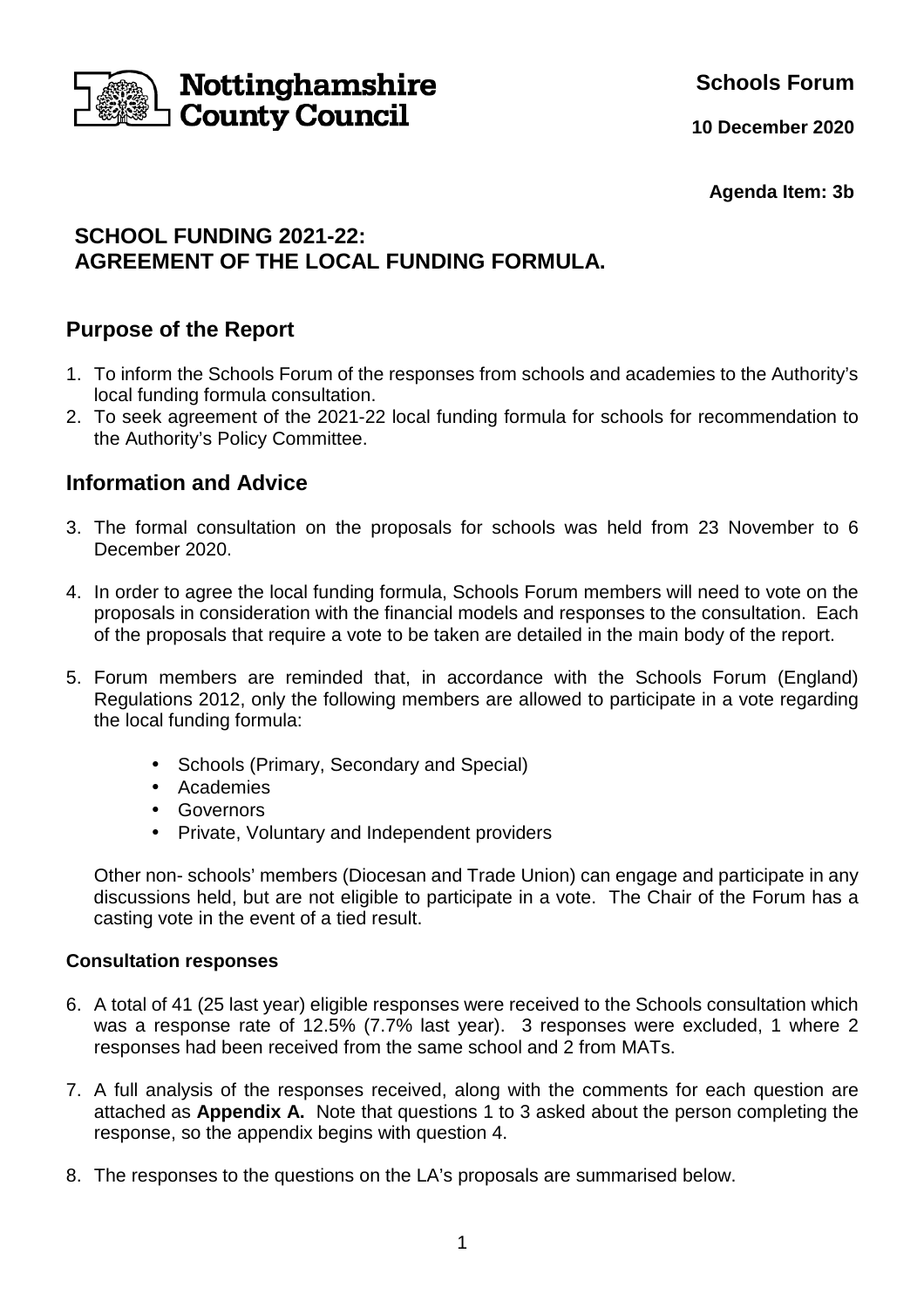Nottinghamshire County Council

**Schools Forum**

**10 December 2020**

**Agenda Item: 3b**

# SCHOOL FUNDING 2021-22: AGREEMENT OF THE LOCAL FUNDING FORMULA.

## Purpose of the Report

1. To inform the Schools Forum of the responses from schools and academies to the Authority's local funding formula consultation.
2. To seek agreement of the 2021-22 local funding formula for schools for recommendation to the Authority's Policy Committee.

## Information and Advice

3. The formal consultation on the proposals for schools was held from 23 November to 6 December 2020.

4. In order to agree the local funding formula, Schools Forum members will need to vote on the proposals in consideration with the financial models and responses to the consultation. Each of the proposals that require a vote to be taken are detailed in the main body of the report.

5. Forum members are reminded that, in accordance with the Schools Forum (England) Regulations 2012, only the following members are allowed to participate in a vote regarding the local funding formula:

   - Schools (Primary, Secondary and Special)
   - Academies
   - Governors
   - Private, Voluntary and Independent providers

   Other non- schools' members (Diocesan and Trade Union) can engage and participate in any discussions held, but are not eligible to participate in a vote. The Chair of the Forum has a casting vote in the event of a tied result.

### Consultation responses

6. A total of 41 (25 last year) eligible responses were received to the Schools consultation which was a response rate of 12.5% (7.7% last year). 3 responses were excluded, 1 where 2 responses had been received from the same school and 2 from MATs.

7. A full analysis of the responses received, along with the comments for each question are attached as **Appendix A.** Note that questions 1 to 3 asked about the person completing the response, so the appendix begins with question 4.

8. The responses to the questions on the LA's proposals are summarised below.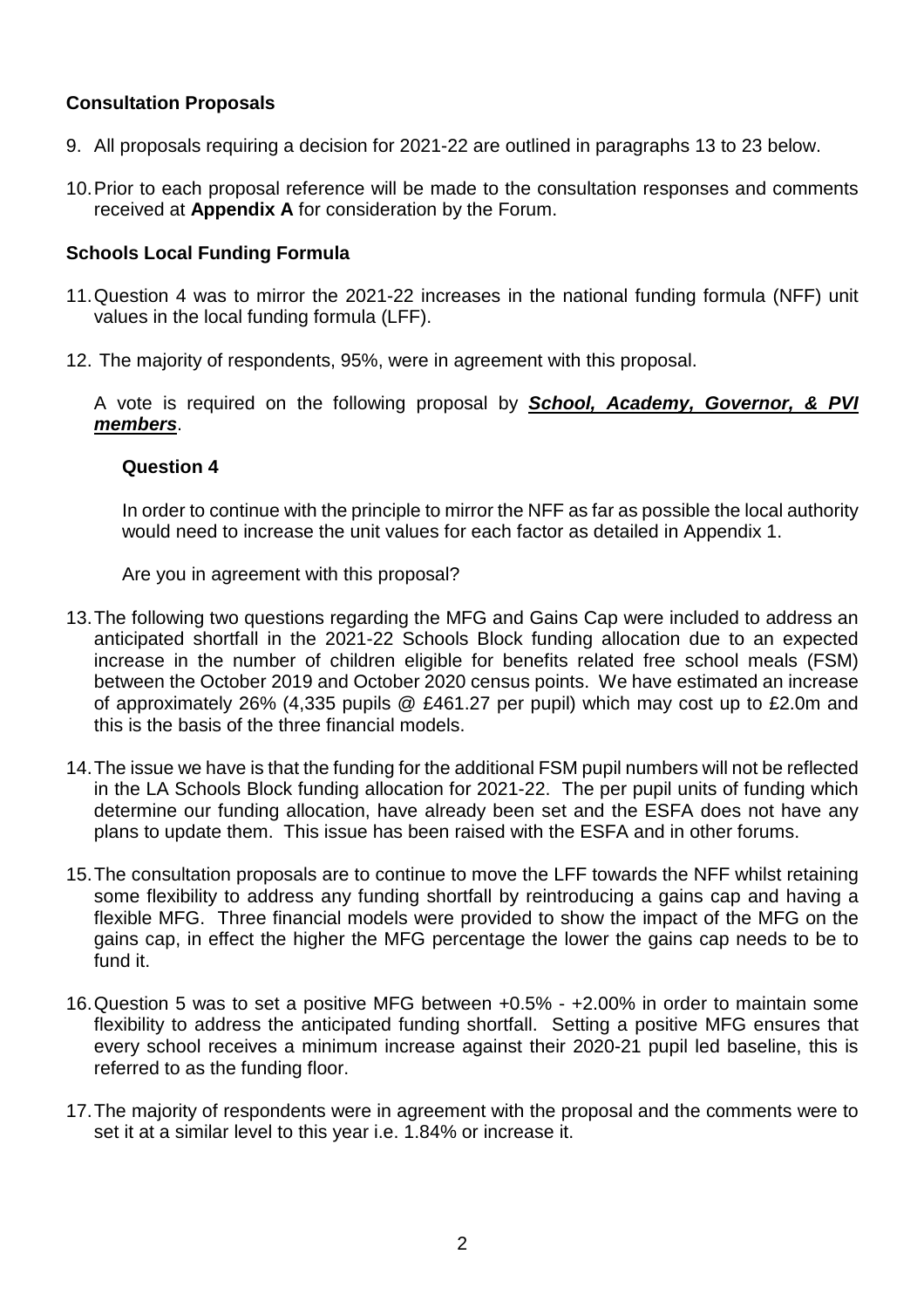## Consultation Proposals

9. All proposals requiring a decision for 2021-22 are outlined in paragraphs 13 to 23 below.

10. Prior to each proposal reference will be made to the consultation responses and comments received at **Appendix A** for consideration by the Forum.

## Schools Local Funding Formula

11. Question 4 was to mirror the 2021-22 increases in the national funding formula (NFF) unit values in the local funding formula (LFF).

12. The majority of respondents, 95%, were in agreement with this proposal.

A vote is required on the following proposal by ***School, Academy, Governor, & PVI members***.

> **Question 4**
>
> In order to continue with the principle to mirror the NFF as far as possible the local authority would need to increase the unit values for each factor as detailed in Appendix 1.
>
> Are you in agreement with this proposal?

13. The following two questions regarding the MFG and Gains Cap were included to address an anticipated shortfall in the 2021-22 Schools Block funding allocation due to an expected increase in the number of children eligible for benefits related free school meals (FSM) between the October 2019 and October 2020 census points. We have estimated an increase of approximately 26% (4,335 pupils @ £461.27 per pupil) which may cost up to £2.0m and this is the basis of the three financial models.

14. The issue we have is that the funding for the additional FSM pupil numbers will not be reflected in the LA Schools Block funding allocation for 2021-22. The per pupil units of funding which determine our funding allocation, have already been set and the ESFA does not have any plans to update them. This issue has been raised with the ESFA and in other forums.

15. The consultation proposals are to continue to move the LFF towards the NFF whilst retaining some flexibility to address any funding shortfall by reintroducing a gains cap and having a flexible MFG. Three financial models were provided to show the impact of the MFG on the gains cap, in effect the higher the MFG percentage the lower the gains cap needs to be to fund it.

16. Question 5 was to set a positive MFG between +0.5% - +2.00% in order to maintain some flexibility to address the anticipated funding shortfall. Setting a positive MFG ensures that every school receives a minimum increase against their 2020-21 pupil led baseline, this is referred to as the funding floor.

17. The majority of respondents were in agreement with the proposal and the comments were to set it at a similar level to this year i.e. 1.84% or increase it.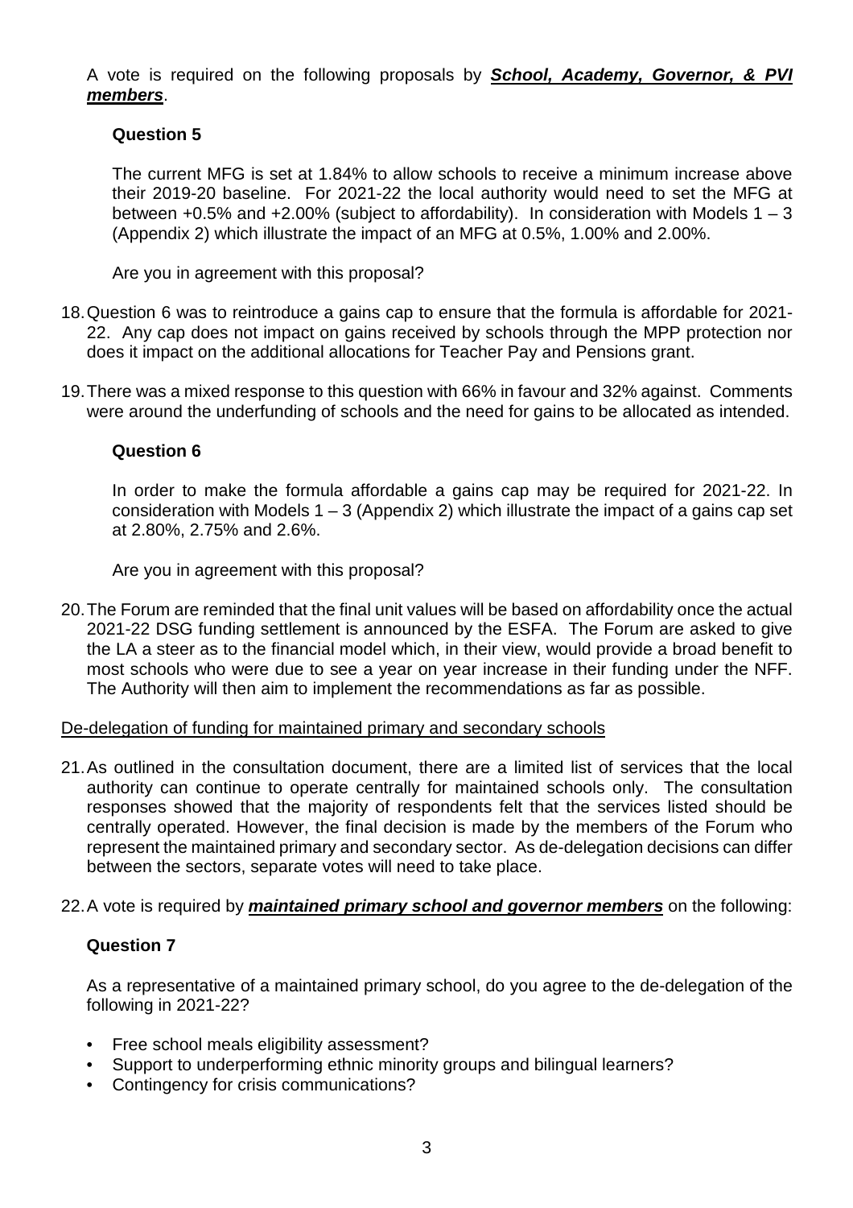A vote is required on the following proposals by ***School, Academy, Governor, & PVI members***.

**Question 5**

The current MFG is set at 1.84% to allow schools to receive a minimum increase above their 2019-20 baseline. For 2021-22 the local authority would need to set the MFG at between +0.5% and +2.00% (subject to affordability). In consideration with Models 1 – 3 (Appendix 2) which illustrate the impact of an MFG at 0.5%, 1.00% and 2.00%.

Are you in agreement with this proposal?

18. Question 6 was to reintroduce a gains cap to ensure that the formula is affordable for 2021-22. Any cap does not impact on gains received by schools through the MPP protection nor does it impact on the additional allocations for Teacher Pay and Pensions grant.

19. There was a mixed response to this question with 66% in favour and 32% against. Comments were around the underfunding of schools and the need for gains to be allocated as intended.

**Question 6**

In order to make the formula affordable a gains cap may be required for 2021-22. In consideration with Models 1 – 3 (Appendix 2) which illustrate the impact of a gains cap set at 2.80%, 2.75% and 2.6%.

Are you in agreement with this proposal?

20. The Forum are reminded that the final unit values will be based on affordability once the actual 2021-22 DSG funding settlement is announced by the ESFA. The Forum are asked to give the LA a steer as to the financial model which, in their view, would provide a broad benefit to most schools who were due to see a year on year increase in their funding under the NFF. The Authority will then aim to implement the recommendations as far as possible.

<u>De-delegation of funding for maintained primary and secondary schools</u>

21. As outlined in the consultation document, there are a limited list of services that the local authority can continue to operate centrally for maintained schools only. The consultation responses showed that the majority of respondents felt that the services listed should be centrally operated. However, the final decision is made by the members of the Forum who represent the maintained primary and secondary sector. As de-delegation decisions can differ between the sectors, separate votes will need to take place.

22. A vote is required by ***maintained primary school and governor members*** on the following:

**Question 7**

As a representative of a maintained primary school, do you agree to the de-delegation of the following in 2021-22?

- Free school meals eligibility assessment?
- Support to underperforming ethnic minority groups and bilingual learners?
- Contingency for crisis communications?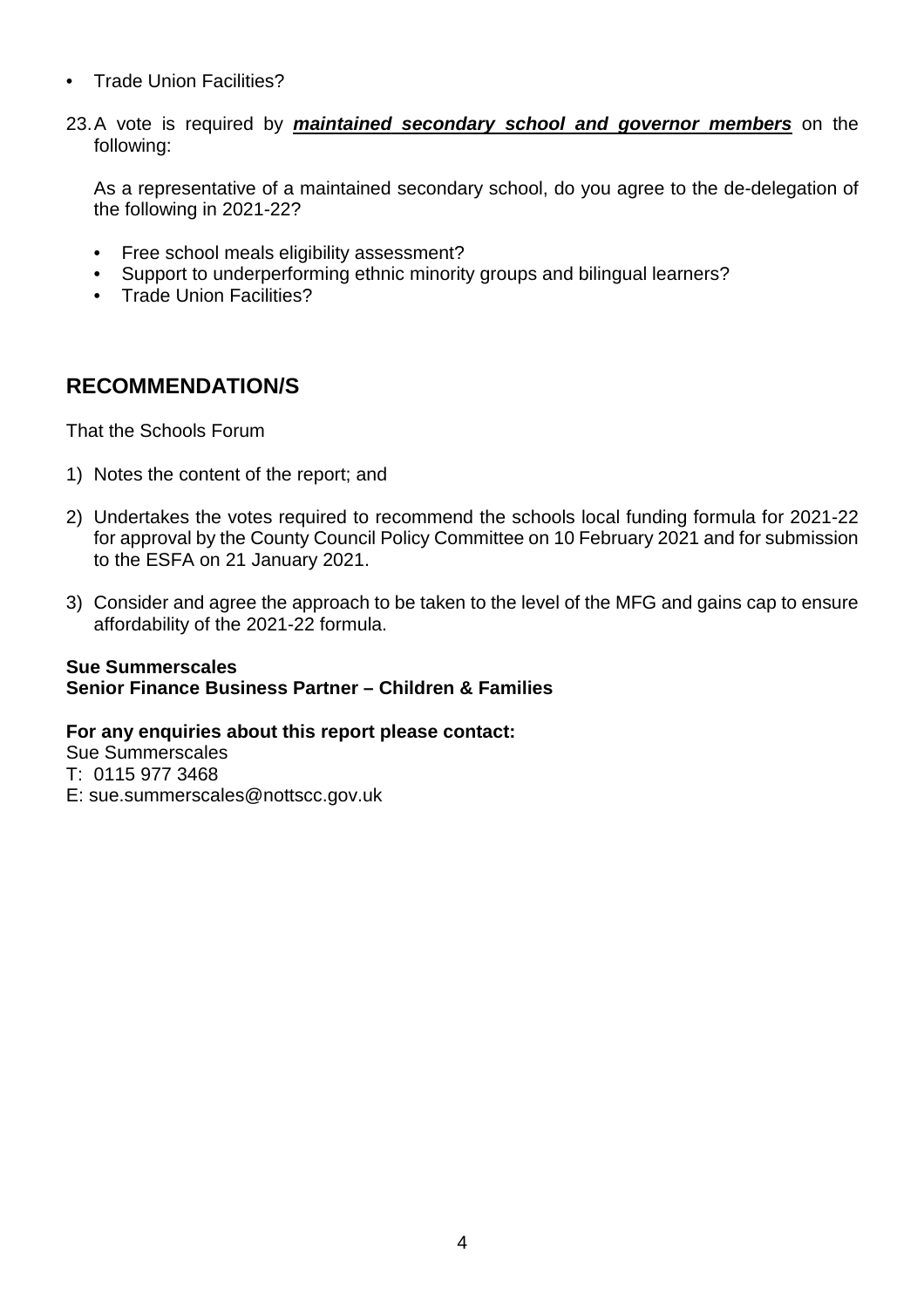- Trade Union Facilities?

23. A vote is required by ***maintained secondary school and governor members*** on the following:

    As a representative of a maintained secondary school, do you agree to the de-delegation of the following in 2021-22?

    - Free school meals eligibility assessment?
    - Support to underperforming ethnic minority groups and bilingual learners?
    - Trade Union Facilities?

## RECOMMENDATION/S

That the Schools Forum

1) Notes the content of the report; and

2) Undertakes the votes required to recommend the schools local funding formula for 2021-22 for approval by the County Council Policy Committee on 10 February 2021 and for submission to the ESFA on 21 January 2021.

3) Consider and agree the approach to be taken to the level of the MFG and gains cap to ensure affordability of the 2021-22 formula.

**Sue Summerscales**
**Senior Finance Business Partner – Children & Families**

**For any enquiries about this report please contact:**
Sue Summerscales
T: 0115 977 3468
E: sue.summerscales@nottscc.gov.uk